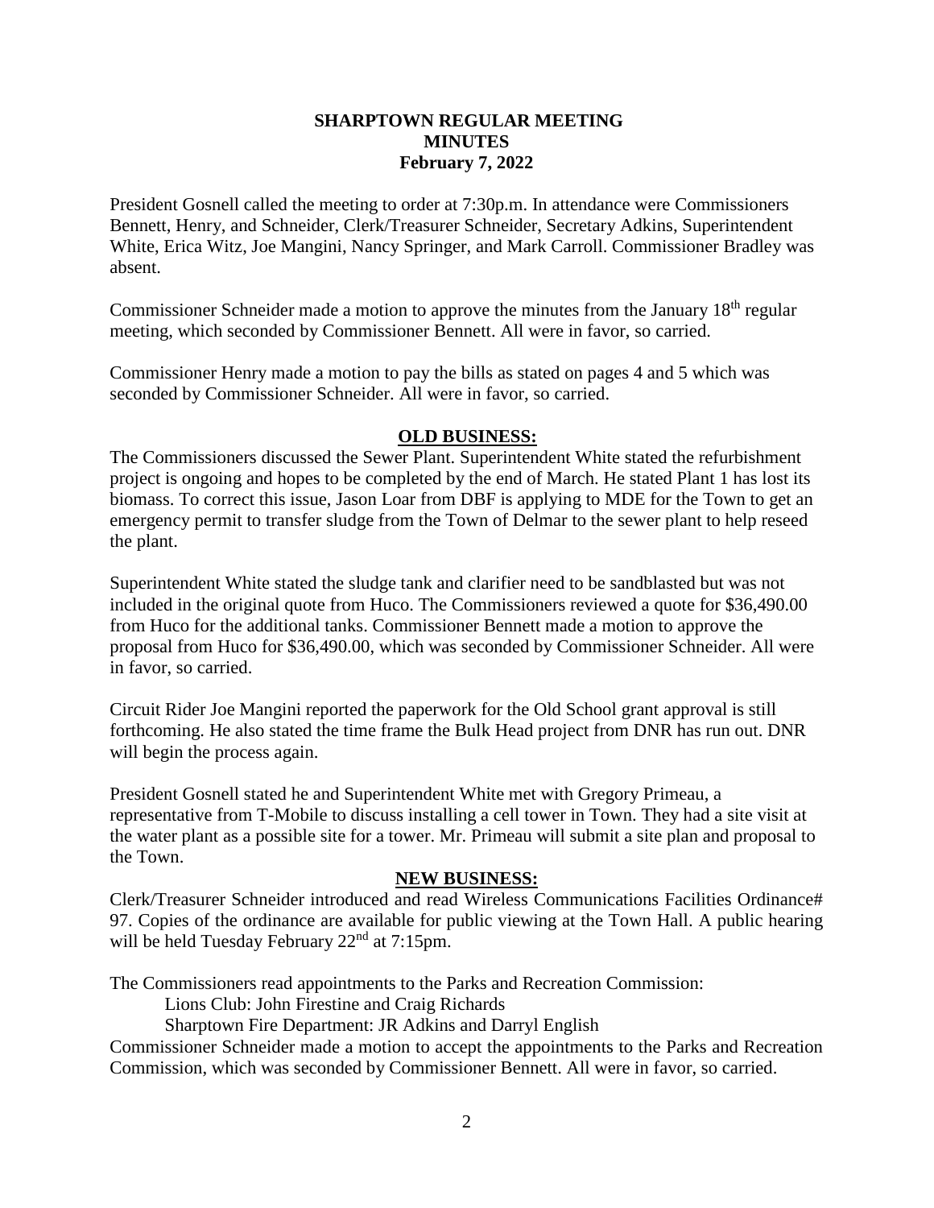# SHARPTOWN REGULAR MEETING
# MINUTES
# February 7, 2022

President Gosnell called the meeting to order at 7:30p.m. In attendance were Commissioners Bennett, Henry, and Schneider, Clerk/Treasurer Schneider, Secretary Adkins, Superintendent White, Erica Witz, Joe Mangini, Nancy Springer, and Mark Carroll. Commissioner Bradley was absent.

Commissioner Schneider made a motion to approve the minutes from the January 18th regular meeting, which seconded by Commissioner Bennett. All were in favor, so carried.

Commissioner Henry made a motion to pay the bills as stated on pages 4 and 5 which was seconded by Commissioner Schneider. All were in favor, so carried.

## OLD BUSINESS:

The Commissioners discussed the Sewer Plant. Superintendent White stated the refurbishment project is ongoing and hopes to be completed by the end of March. He stated Plant 1 has lost its biomass. To correct this issue, Jason Loar from DBF is applying to MDE for the Town to get an emergency permit to transfer sludge from the Town of Delmar to the sewer plant to help reseed the plant.

Superintendent White stated the sludge tank and clarifier need to be sandblasted but was not included in the original quote from Huco. The Commissioners reviewed a quote for $36,490.00 from Huco for the additional tanks. Commissioner Bennett made a motion to approve the proposal from Huco for $36,490.00, which was seconded by Commissioner Schneider. All were in favor, so carried.

Circuit Rider Joe Mangini reported the paperwork for the Old School grant approval is still forthcoming. He also stated the time frame the Bulk Head project from DNR has run out. DNR will begin the process again.

President Gosnell stated he and Superintendent White met with Gregory Primeau, a representative from T-Mobile to discuss installing a cell tower in Town. They had a site visit at the water plant as a possible site for a tower. Mr. Primeau will submit a site plan and proposal to the Town.

## NEW BUSINESS:

Clerk/Treasurer Schneider introduced and read Wireless Communications Facilities Ordinance# 97. Copies of the ordinance are available for public viewing at the Town Hall. A public hearing will be held Tuesday February 22nd at 7:15pm.

The Commissioners read appointments to the Parks and Recreation Commission:

Lions Club: John Firestine and Craig Richards

Sharptown Fire Department: JR Adkins and Darryl English

Commissioner Schneider made a motion to accept the appointments to the Parks and Recreation Commission, which was seconded by Commissioner Bennett. All were in favor, so carried.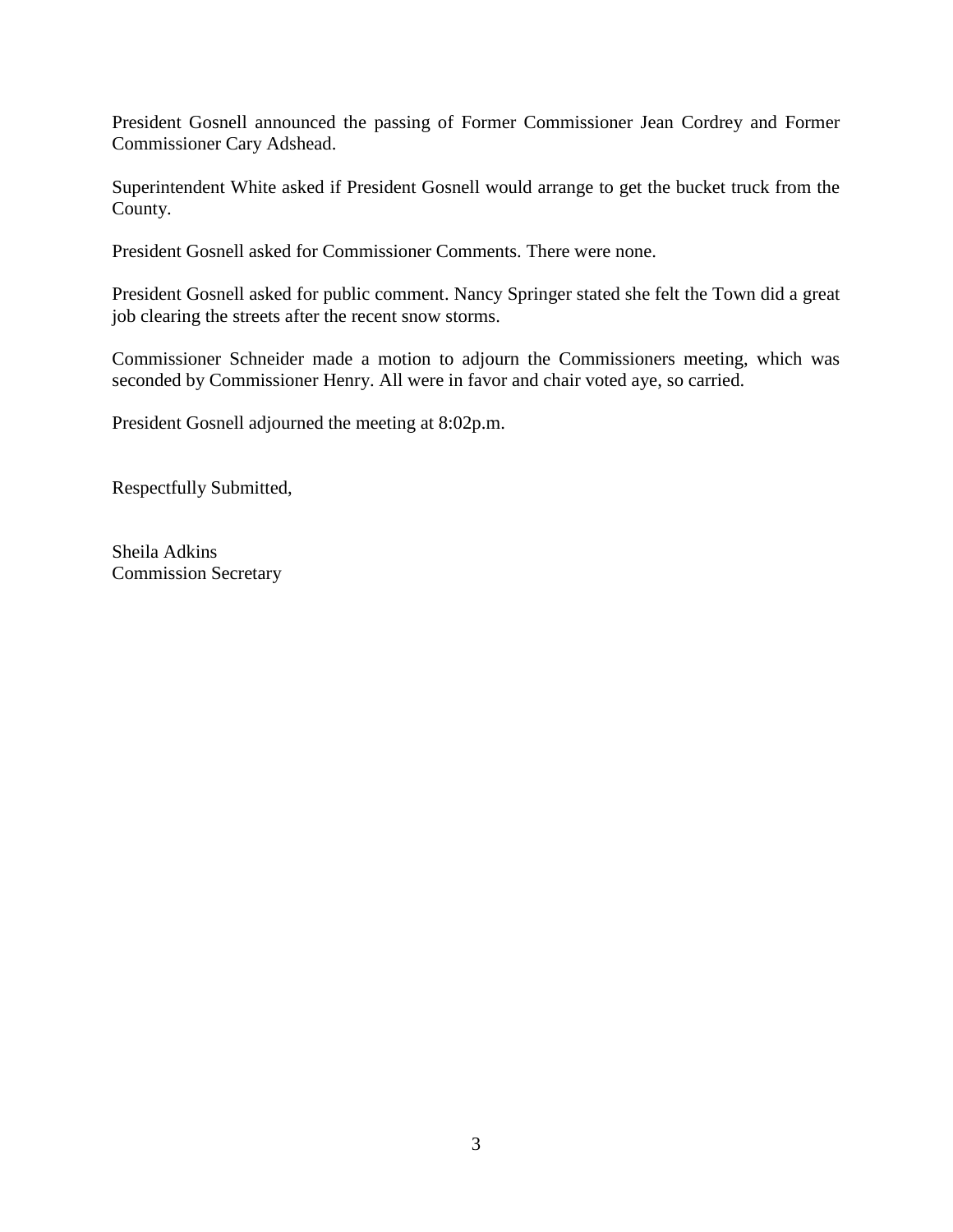President Gosnell announced the passing of Former Commissioner Jean Cordrey and Former Commissioner Cary Adshead.

Superintendent White asked if President Gosnell would arrange to get the bucket truck from the County.

President Gosnell asked for Commissioner Comments. There were none.

President Gosnell asked for public comment. Nancy Springer stated she felt the Town did a great job clearing the streets after the recent snow storms.

Commissioner Schneider made a motion to adjourn the Commissioners meeting, which was seconded by Commissioner Henry. All were in favor and chair voted aye, so carried.

President Gosnell adjourned the meeting at 8:02p.m.

Respectfully Submitted,

Sheila Adkins
Commission Secretary